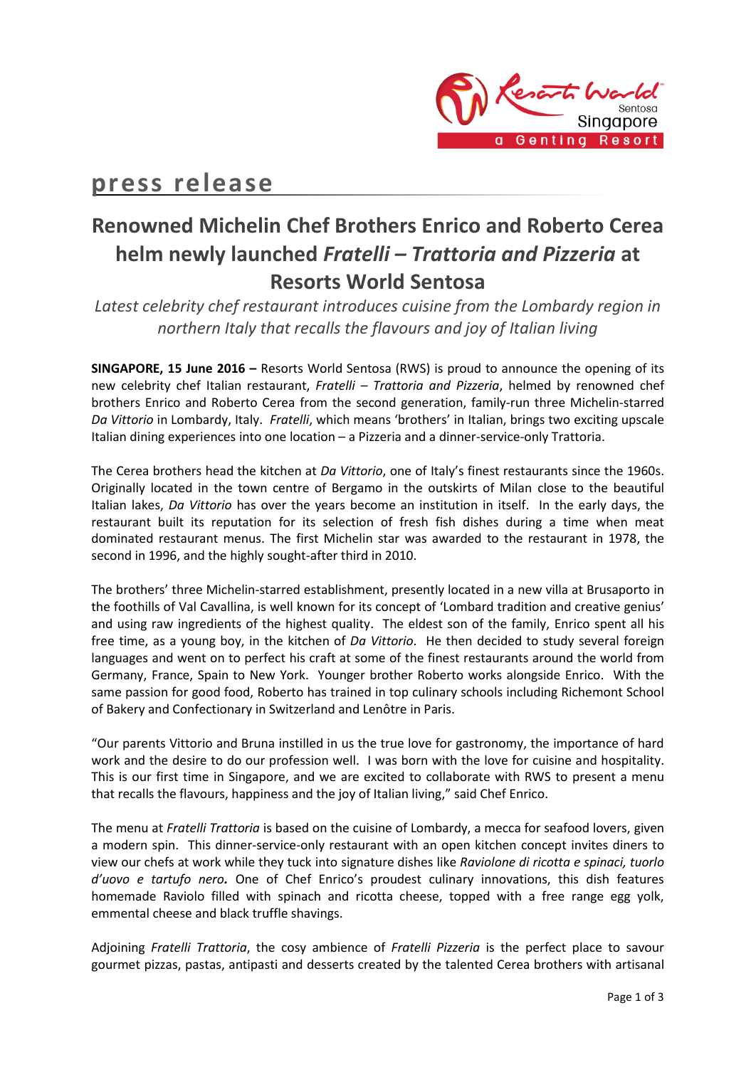# press release

## Renowned Michelin Chef Brothers Enrico and Roberto Cerea helm newly launched *Fratelli – Trattoria and Pizzeria* at Resorts World Sentosa

*Latest celebrity chef restaurant introduces cuisine from the Lombardy region in northern Italy that recalls the flavours and joy of Italian living*

**SINGAPORE, 15 June 2016 –** Resorts World Sentosa (RWS) is proud to announce the opening of its new celebrity chef Italian restaurant, *Fratelli – Trattoria and Pizzeria*, helmed by renowned chef brothers Enrico and Roberto Cerea from the second generation, family-run three Michelin-starred *Da Vittorio* in Lombardy, Italy. *Fratelli*, which means 'brothers' in Italian, brings two exciting upscale Italian dining experiences into one location – a Pizzeria and a dinner-service-only Trattoria.

The Cerea brothers head the kitchen at *Da Vittorio*, one of Italy's finest restaurants since the 1960s. Originally located in the town centre of Bergamo in the outskirts of Milan close to the beautiful Italian lakes, *Da Vittorio* has over the years become an institution in itself. In the early days, the restaurant built its reputation for its selection of fresh fish dishes during a time when meat dominated restaurant menus. The first Michelin star was awarded to the restaurant in 1978, the second in 1996, and the highly sought-after third in 2010.

The brothers' three Michelin-starred establishment, presently located in a new villa at Brusaporto in the foothills of Val Cavallina, is well known for its concept of 'Lombard tradition and creative genius' and using raw ingredients of the highest quality. The eldest son of the family, Enrico spent all his free time, as a young boy, in the kitchen of *Da Vittorio*. He then decided to study several foreign languages and went on to perfect his craft at some of the finest restaurants around the world from Germany, France, Spain to New York. Younger brother Roberto works alongside Enrico. With the same passion for good food, Roberto has trained in top culinary schools including Richemont School of Bakery and Confectionary in Switzerland and Lenôtre in Paris.

"Our parents Vittorio and Bruna instilled in us the true love for gastronomy, the importance of hard work and the desire to do our profession well. I was born with the love for cuisine and hospitality. This is our first time in Singapore, and we are excited to collaborate with RWS to present a menu that recalls the flavours, happiness and the joy of Italian living," said Chef Enrico.

The menu at *Fratelli Trattoria* is based on the cuisine of Lombardy, a mecca for seafood lovers, given a modern spin. This dinner-service-only restaurant with an open kitchen concept invites diners to view our chefs at work while they tuck into signature dishes like *Raviolone di ricotta e spinaci, tuorlo d'uovo e tartufo nero.* One of Chef Enrico's proudest culinary innovations, this dish features homemade Raviolo filled with spinach and ricotta cheese, topped with a free range egg yolk, emmental cheese and black truffle shavings.

Adjoining *Fratelli Trattoria*, the cosy ambience of *Fratelli Pizzeria* is the perfect place to savour gourmet pizzas, pastas, antipasti and desserts created by the talented Cerea brothers with artisanal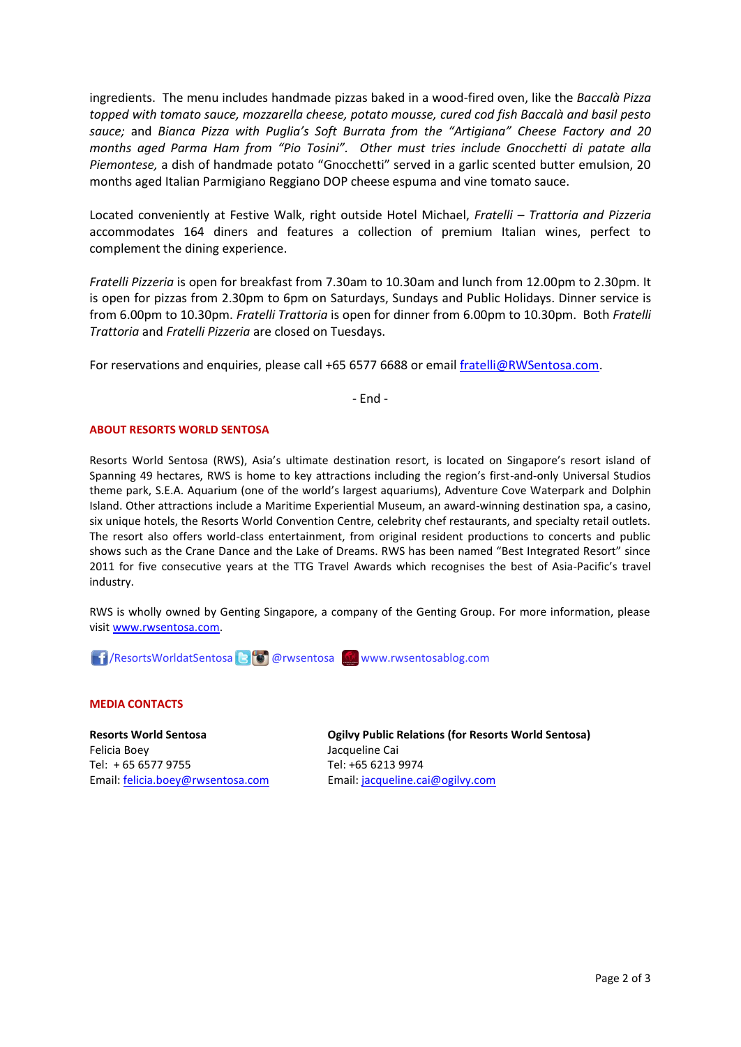ingredients. The menu includes handmade pizzas baked in a wood-fired oven, like the *Baccalà Pizza topped with tomato sauce, mozzarella cheese, potato mousse, cured cod fish Baccalà and basil pesto sauce;* and *Bianca Pizza with Puglia's Soft Burrata from the "Artigiana" Cheese Factory and 20 months aged Parma Ham from "Pio Tosini". Other must tries include Gnocchetti di patate alla Piemontese,* a dish of handmade potato "Gnocchetti" served in a garlic scented butter emulsion, 20 months aged Italian Parmigiano Reggiano DOP cheese espuma and vine tomato sauce.

Located conveniently at Festive Walk, right outside Hotel Michael, *Fratelli – Trattoria and Pizzeria* accommodates 164 diners and features a collection of premium Italian wines, perfect to complement the dining experience.

*Fratelli Pizzeria* is open for breakfast from 7.30am to 10.30am and lunch from 12.00pm to 2.30pm. It is open for pizzas from 2.30pm to 6pm on Saturdays, Sundays and Public Holidays. Dinner service is from 6.00pm to 10.30pm. *Fratelli Trattoria* is open for dinner from 6.00pm to 10.30pm. Both *Fratelli Trattoria* and *Fratelli Pizzeria* are closed on Tuesdays.

For reservations and enquiries, please call +65 6577 6688 or email fratelli@RWSentosa.com.

- End -

**ABOUT RESORTS WORLD SENTOSA**

Resorts World Sentosa (RWS), Asia's ultimate destination resort, is located on Singapore's resort island of Spanning 49 hectares, RWS is home to key attractions including the region's first-and-only Universal Studios theme park, S.E.A. Aquarium (one of the world's largest aquariums), Adventure Cove Waterpark and Dolphin Island. Other attractions include a Maritime Experiential Museum, an award-winning destination spa, a casino, six unique hotels, the Resorts World Convention Centre, celebrity chef restaurants, and specialty retail outlets. The resort also offers world-class entertainment, from original resident productions to concerts and public shows such as the Crane Dance and the Lake of Dreams. RWS has been named "Best Integrated Resort" since 2011 for five consecutive years at the TTG Travel Awards which recognises the best of Asia-Pacific's travel industry.

RWS is wholly owned by Genting Singapore, a company of the Genting Group. For more information, please visit www.rwsentosa.com.

/ResortsWorldatSentosa @rwsentosa www.rwsentosablog.com

**MEDIA CONTACTS**

**Resorts World Sentosa**
Felicia Boey
Tel: + 65 6577 9755
Email: felicia.boey@rwsentosa.com

**Ogilvy Public Relations (for Resorts World Sentosa)**
Jacqueline Cai
Tel: +65 6213 9974
Email: jacqueline.cai@ogilvy.com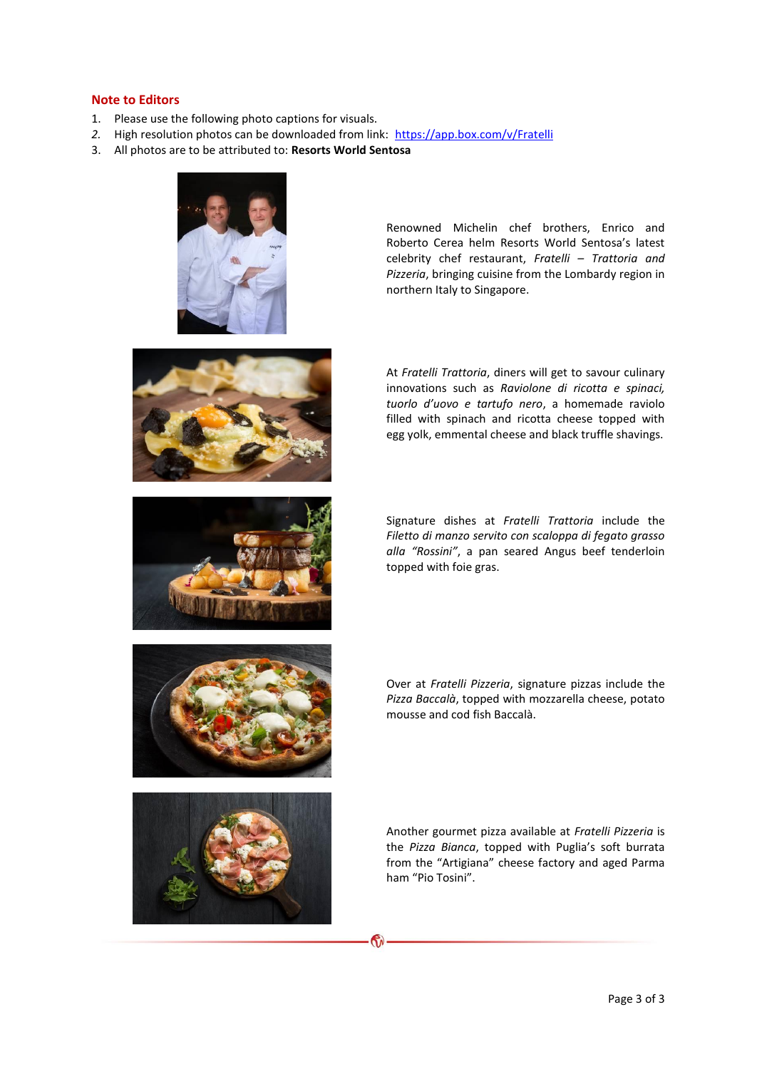## Note to Editors

1. Please use the following photo captions for visuals.
2. High resolution photos can be downloaded from link: https://app.box.com/v/Fratelli
3. All photos are to be attributed to: **Resorts World Sentosa**

Renowned Michelin chef brothers, Enrico and Roberto Cerea helm Resorts World Sentosa's latest celebrity chef restaurant, *Fratelli – Trattoria and Pizzeria*, bringing cuisine from the Lombardy region in northern Italy to Singapore.

At *Fratelli Trattoria*, diners will get to savour culinary innovations such as *Raviolone di ricotta e spinaci, tuorlo d'uovo e tartufo nero*, a homemade raviolo filled with spinach and ricotta cheese topped with egg yolk, emmental cheese and black truffle shavings.

Signature dishes at *Fratelli Trattoria* include the *Filetto di manzo servito con scaloppa di fegato grasso alla "Rossini"*, a pan seared Angus beef tenderloin topped with foie gras.

Over at *Fratelli Pizzeria*, signature pizzas include the *Pizza Baccalà*, topped with mozzarella cheese, potato mousse and cod fish Baccalà.

Another gourmet pizza available at *Fratelli Pizzeria* is the *Pizza Bianca*, topped with Puglia's soft burrata from the "Artigiana" cheese factory and aged Parma ham "Pio Tosini".